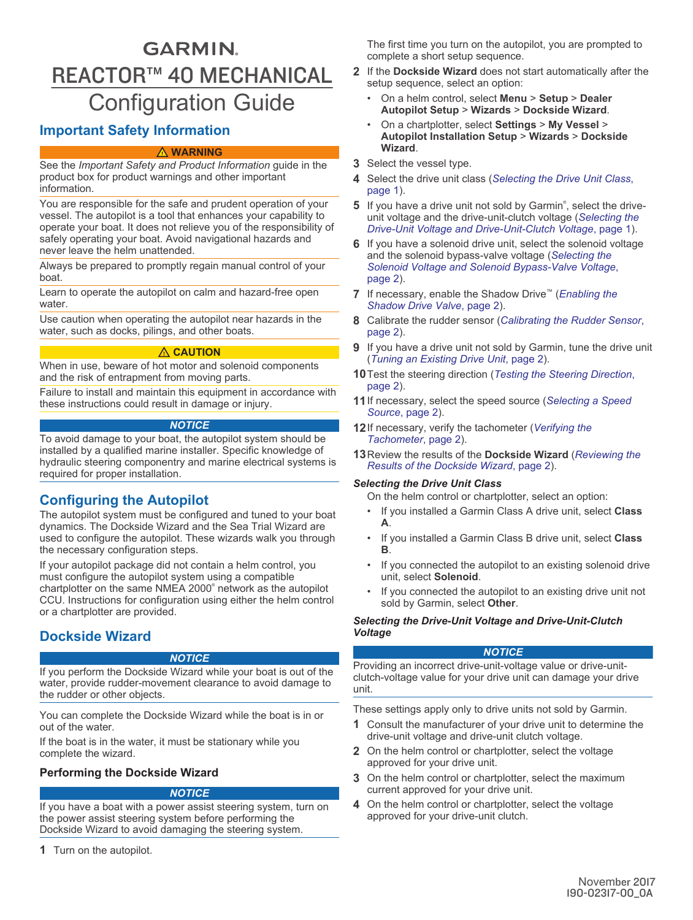GARMIN.

# REACTOR™ 40 MECHANICAL Configuration Guide

## Important Safety Information

**⚠ WARNING**

See the *Important Safety and Product Information* guide in the product box for product warnings and other important information.

You are responsible for the safe and prudent operation of your vessel. The autopilot is a tool that enhances your capability to operate your boat. It does not relieve you of the responsibility of safely operating your boat. Avoid navigational hazards and never leave the helm unattended.

Always be prepared to promptly regain manual control of your boat.

Learn to operate the autopilot on calm and hazard-free open water.

Use caution when operating the autopilot near hazards in the water, such as docks, pilings, and other boats.

**⚠ CAUTION**

When in use, beware of hot motor and solenoid components and the risk of entrapment from moving parts.

Failure to install and maintain this equipment in accordance with these instructions could result in damage or injury.

***NOTICE***

To avoid damage to your boat, the autopilot system should be installed by a qualified marine installer. Specific knowledge of hydraulic steering componentry and marine electrical systems is required for proper installation.

## Configuring the Autopilot

The autopilot system must be configured and tuned to your boat dynamics. The Dockside Wizard and the Sea Trial Wizard are used to configure the autopilot. These wizards walk you through the necessary configuration steps.

If your autopilot package did not contain a helm control, you must configure the autopilot system using a compatible chartplotter on the same NMEA 2000® network as the autopilot CCU. Instructions for configuration using either the helm control or a chartplotter are provided.

## Dockside Wizard

***NOTICE***

If you perform the Dockside Wizard while your boat is out of the water, provide rudder-movement clearance to avoid damage to the rudder or other objects.

You can complete the Dockside Wizard while the boat is in or out of the water.

If the boat is in the water, it must be stationary while you complete the wizard.

### Performing the Dockside Wizard

***NOTICE***

If you have a boat with a power assist steering system, turn on the power assist steering system before performing the Dockside Wizard to avoid damaging the steering system.

1. Turn on the autopilot.

   The first time you turn on the autopilot, you are prompted to complete a short setup sequence.
2. If the **Dockside Wizard** does not start automatically after the setup sequence, select an option:
   - On a helm control, select **Menu** > **Setup** > **Dealer Autopilot Setup** > **Wizards** > **Dockside Wizard**.
   - On a chartplotter, select **Settings** > **My Vessel** > **Autopilot Installation Setup** > **Wizards** > **Dockside Wizard**.
3. Select the vessel type.
4. Select the drive unit class (*Selecting the Drive Unit Class*, page 1).
5. If you have a drive unit not sold by Garmin®, select the drive-unit voltage and the drive-unit-clutch voltage (*Selecting the Drive-Unit Voltage and Drive-Unit-Clutch Voltage*, page 1).
6. If you have a solenoid drive unit, select the solenoid voltage and the solenoid bypass-valve voltage (*Selecting the Solenoid Voltage and Solenoid Bypass-Valve Voltage*, page 2).
7. If necessary, enable the Shadow Drive™ (*Enabling the Shadow Drive Valve*, page 2).
8. Calibrate the rudder sensor (*Calibrating the Rudder Sensor*, page 2).
9. If you have a drive unit not sold by Garmin, tune the drive unit (*Tuning an Existing Drive Unit*, page 2).
10. Test the steering direction (*Testing the Steering Direction*, page 2).
11. If necessary, select the speed source (*Selecting a Speed Source*, page 2).
12. If necessary, verify the tachometer (*Verifying the Tachometer*, page 2).
13. Review the results of the **Dockside Wizard** (*Reviewing the Results of the Dockside Wizard*, page 2).

#### *Selecting the Drive Unit Class*

On the helm control or chartplotter, select an option:

- If you installed a Garmin Class A drive unit, select **Class A**.
- If you installed a Garmin Class B drive unit, select **Class B**.
- If you connected the autopilot to an existing solenoid drive unit, select **Solenoid**.
- If you connected the autopilot to an existing drive unit not sold by Garmin, select **Other**.

#### *Selecting the Drive-Unit Voltage and Drive-Unit-Clutch Voltage*

***NOTICE***

Providing an incorrect drive-unit-voltage value or drive-unit-clutch-voltage value for your drive unit can damage your drive unit.

These settings apply only to drive units not sold by Garmin.

1. Consult the manufacturer of your drive unit to determine the drive-unit voltage and drive-unit clutch voltage.
2. On the helm control or chartplotter, select the voltage approved for your drive unit.
3. On the helm control or chartplotter, select the maximum current approved for your drive unit.
4. On the helm control or chartplotter, select the voltage approved for your drive-unit clutch.

November 2017
190-02317-00_0A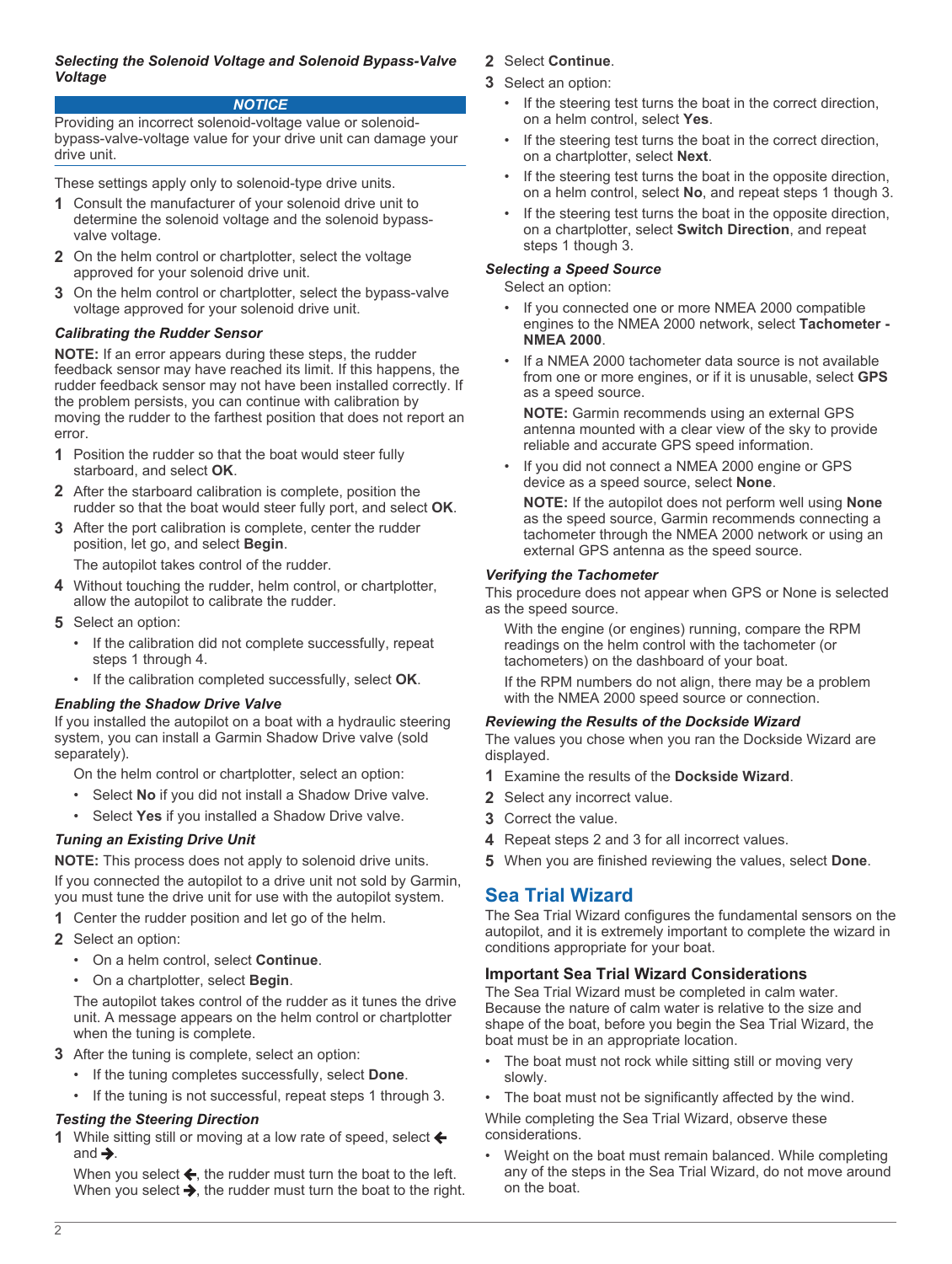#### *Selecting the Solenoid Voltage and Solenoid Bypass-Valve Voltage*

**NOTICE**

Providing an incorrect solenoid-voltage value or solenoid-bypass-valve-voltage value for your drive unit can damage your drive unit.

These settings apply only to solenoid-type drive units.

1. Consult the manufacturer of your solenoid drive unit to determine the solenoid voltage and the solenoid bypass-valve voltage.
2. On the helm control or chartplotter, select the voltage approved for your solenoid drive unit.
3. On the helm control or chartplotter, select the bypass-valve voltage approved for your solenoid drive unit.

#### *Calibrating the Rudder Sensor*

**NOTE:** If an error appears during these steps, the rudder feedback sensor may have reached its limit. If this happens, the rudder feedback sensor may not have been installed correctly. If the problem persists, you can continue with calibration by moving the rudder to the farthest position that does not report an error.

1. Position the rudder so that the boat would steer fully starboard, and select **OK**.
2. After the starboard calibration is complete, position the rudder so that the boat would steer fully port, and select **OK**.
3. After the port calibration is complete, center the rudder position, let go, and select **Begin**.

   The autopilot takes control of the rudder.
4. Without touching the rudder, helm control, or chartplotter, allow the autopilot to calibrate the rudder.
5. Select an option:
   - If the calibration did not complete successfully, repeat steps 1 through 4.
   - If the calibration completed successfully, select **OK**.

#### *Enabling the Shadow Drive Valve*

If you installed the autopilot on a boat with a hydraulic steering system, you can install a Garmin Shadow Drive valve (sold separately).

On the helm control or chartplotter, select an option:

- Select **No** if you did not install a Shadow Drive valve.
- Select **Yes** if you installed a Shadow Drive valve.

#### *Tuning an Existing Drive Unit*

**NOTE:** This process does not apply to solenoid drive units.

If you connected the autopilot to a drive unit not sold by Garmin, you must tune the drive unit for use with the autopilot system.

1. Center the rudder position and let go of the helm.
2. Select an option:
   - On a helm control, select **Continue**.
   - On a chartplotter, select **Begin**.

   The autopilot takes control of the rudder as it tunes the drive unit. A message appears on the helm control or chartplotter when the tuning is complete.
3. After the tuning is complete, select an option:
   - If the tuning completes successfully, select **Done**.
   - If the tuning is not successful, repeat steps 1 through 3.

#### *Testing the Steering Direction*

1. While sitting still or moving at a low rate of speed, select 🡐 and 🡒.

   When you select 🡐, the rudder must turn the boat to the left. When you select 🡒, the rudder must turn the boat to the right.
2. Select **Continue**.
3. Select an option:
   - If the steering test turns the boat in the correct direction, on a helm control, select **Yes**.
   - If the steering test turns the boat in the correct direction, on a chartplotter, select **Next**.
   - If the steering test turns the boat in the opposite direction, on a helm control, select **No**, and repeat steps 1 though 3.
   - If the steering test turns the boat in the opposite direction, on a chartplotter, select **Switch Direction**, and repeat steps 1 though 3.

#### *Selecting a Speed Source*

Select an option:

- If you connected one or more NMEA 2000 compatible engines to the NMEA 2000 network, select **Tachometer - NMEA 2000**.
- If a NMEA 2000 tachometer data source is not available from one or more engines, or if it is unusable, select **GPS** as a speed source.

  **NOTE:** Garmin recommends using an external GPS antenna mounted with a clear view of the sky to provide reliable and accurate GPS speed information.
- If you did not connect a NMEA 2000 engine or GPS device as a speed source, select **None**.

  **NOTE:** If the autopilot does not perform well using **None** as the speed source, Garmin recommends connecting a tachometer through the NMEA 2000 network or using an external GPS antenna as the speed source.

#### *Verifying the Tachometer*

This procedure does not appear when GPS or None is selected as the speed source.

With the engine (or engines) running, compare the RPM readings on the helm control with the tachometer (or tachometers) on the dashboard of your boat.

If the RPM numbers do not align, there may be a problem with the NMEA 2000 speed source or connection.

#### *Reviewing the Results of the Dockside Wizard*

The values you chose when you ran the Dockside Wizard are displayed.

1. Examine the results of the **Dockside Wizard**.
2. Select any incorrect value.
3. Correct the value.
4. Repeat steps 2 and 3 for all incorrect values.
5. When you are finished reviewing the values, select **Done**.

## Sea Trial Wizard

The Sea Trial Wizard configures the fundamental sensors on the autopilot, and it is extremely important to complete the wizard in conditions appropriate for your boat.

### Important Sea Trial Wizard Considerations

The Sea Trial Wizard must be completed in calm water. Because the nature of calm water is relative to the size and shape of the boat, before you begin the Sea Trial Wizard, the boat must be in an appropriate location.

- The boat must not rock while sitting still or moving very slowly.
- The boat must not be significantly affected by the wind.

While completing the Sea Trial Wizard, observe these considerations.

- Weight on the boat must remain balanced. While completing any of the steps in the Sea Trial Wizard, do not move around on the boat.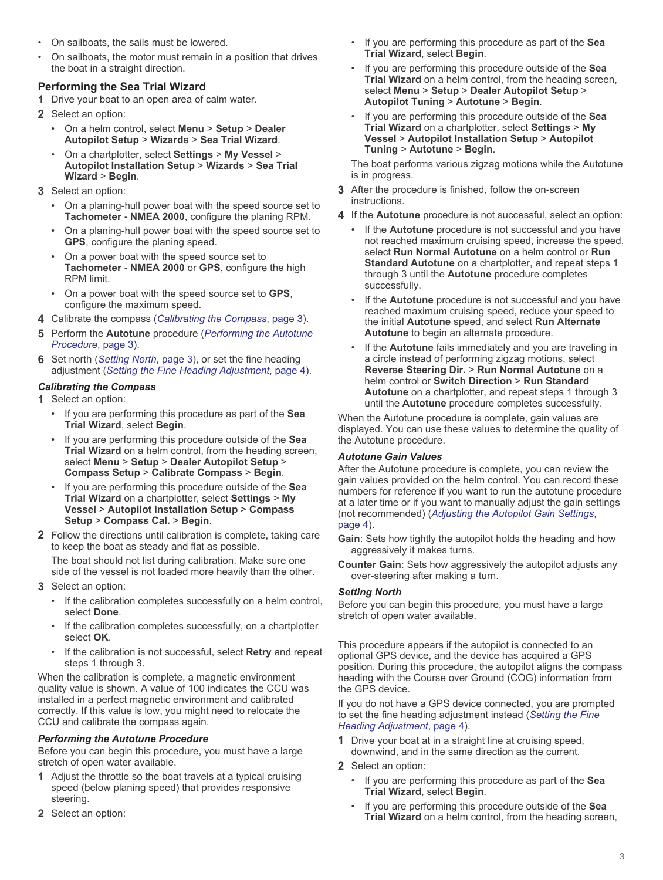- On sailboats, the sails must be lowered.
- On sailboats, the motor must remain in a position that drives the boat in a straight direction.

### Performing the Sea Trial Wizard

1. Drive your boat to an open area of calm water.
2. Select an option:
   - On a helm control, select **Menu** > **Setup** > **Dealer Autopilot Setup** > **Wizards** > **Sea Trial Wizard**.
   - On a chartplotter, select **Settings** > **My Vessel** > **Autopilot Installation Setup** > **Wizards** > **Sea Trial Wizard** > **Begin**.
3. Select an option:
   - On a planing-hull power boat with the speed source set to **Tachometer - NMEA 2000**, configure the planing RPM.
   - On a planing-hull power boat with the speed source set to **GPS**, configure the planing speed.
   - On a power boat with the speed source set to **Tachometer - NMEA 2000** or **GPS**, configure the high RPM limit.
   - On a power boat with the speed source set to **GPS**, configure the maximum speed.
4. Calibrate the compass (*Calibrating the Compass*, page 3).
5. Perform the **Autotune** procedure (*Performing the Autotune Procedure*, page 3).
6. Set north (*Setting North*, page 3), or set the fine heading adjustment (*Setting the Fine Heading Adjustment*, page 4).

#### *Calibrating the Compass*

1. Select an option:
   - If you are performing this procedure as part of the **Sea Trial Wizard**, select **Begin**.
   - If you are performing this procedure outside of the **Sea Trial Wizard** on a helm control, from the heading screen, select **Menu** > **Setup** > **Dealer Autopilot Setup** > **Compass Setup** > **Calibrate Compass** > **Begin**.
   - If you are performing this procedure outside of the **Sea Trial Wizard** on a chartplotter, select **Settings** > **My Vessel** > **Autopilot Installation Setup** > **Compass Setup** > **Compass Cal.** > **Begin**.
2. Follow the directions until calibration is complete, taking care to keep the boat as steady and flat as possible.

   The boat should not list during calibration. Make sure one side of the vessel is not loaded more heavily than the other.
3. Select an option:
   - If the calibration completes successfully on a helm control, select **Done**.
   - If the calibration completes successfully, on a chartplotter select **OK**.
   - If the calibration is not successful, select **Retry** and repeat steps 1 through 3.

When the calibration is complete, a magnetic environment quality value is shown. A value of 100 indicates the CCU was installed in a perfect magnetic environment and calibrated correctly. If this value is low, you might need to relocate the CCU and calibrate the compass again.

#### *Performing the Autotune Procedure*

Before you can begin this procedure, you must have a large stretch of open water available.

1. Adjust the throttle so the boat travels at a typical cruising speed (below planing speed) that provides responsive steering.
2. Select an option:
   - If you are performing this procedure as part of the **Sea Trial Wizard**, select **Begin**.
   - If you are performing this procedure outside of the **Sea Trial Wizard** on a helm control, from the heading screen, select **Menu** > **Setup** > **Dealer Autopilot Setup** > **Autopilot Tuning** > **Autotune** > **Begin**.
   - If you are performing this procedure outside of the **Sea Trial Wizard** on a chartplotter, select **Settings** > **My Vessel** > **Autopilot Installation Setup** > **Autopilot Tuning** > **Autotune** > **Begin**.

   The boat performs various zigzag motions while the Autotune is in progress.
3. After the procedure is finished, follow the on-screen instructions.
4. If the **Autotune** procedure is not successful, select an option:
   - If the **Autotune** procedure is not successful and you have not reached maximum cruising speed, increase the speed, select **Run Normal Autotune** on a helm control or **Run Standard Autotune** on a chartplotter, and repeat steps 1 through 3 until the **Autotune** procedure completes successfully.
   - If the **Autotune** procedure is not successful and you have reached maximum cruising speed, reduce your speed to the initial **Autotune** speed, and select **Run Alternate Autotune** to begin an alternate procedure.
   - If the **Autotune** fails immediately and you are traveling in a circle instead of performing zigzag motions, select **Reverse Steering Dir.** > **Run Normal Autotune** on a helm control or **Switch Direction** > **Run Standard Autotune** on a chartplotter, and repeat steps 1 through 3 until the **Autotune** procedure completes successfully.

When the Autotune procedure is complete, gain values are displayed. You can use these values to determine the quality of the Autotune procedure.

#### *Autotune Gain Values*

After the Autotune procedure is complete, you can review the gain values provided on the helm control. You can record these numbers for reference if you want to run the autotune procedure at a later time or if you want to manually adjust the gain settings (not recommended) (*Adjusting the Autopilot Gain Settings*, page 4).

**Gain**: Sets how tightly the autopilot holds the heading and how aggressively it makes turns.

**Counter Gain**: Sets how aggressively the autopilot adjusts any over-steering after making a turn.

#### *Setting North*

Before you can begin this procedure, you must have a large stretch of open water available.

This procedure appears if the autopilot is connected to an optional GPS device, and the device has acquired a GPS position. During this procedure, the autopilot aligns the compass heading with the Course over Ground (COG) information from the GPS device.

If you do not have a GPS device connected, you are prompted to set the fine heading adjustment instead (*Setting the Fine Heading Adjustment*, page 4).

1. Drive your boat at in a straight line at cruising speed, downwind, and in the same direction as the current.
2. Select an option:
   - If you are performing this procedure as part of the **Sea Trial Wizard**, select **Begin**.
   - If you are performing this procedure outside of the **Sea Trial Wizard** on a helm control, from the heading screen,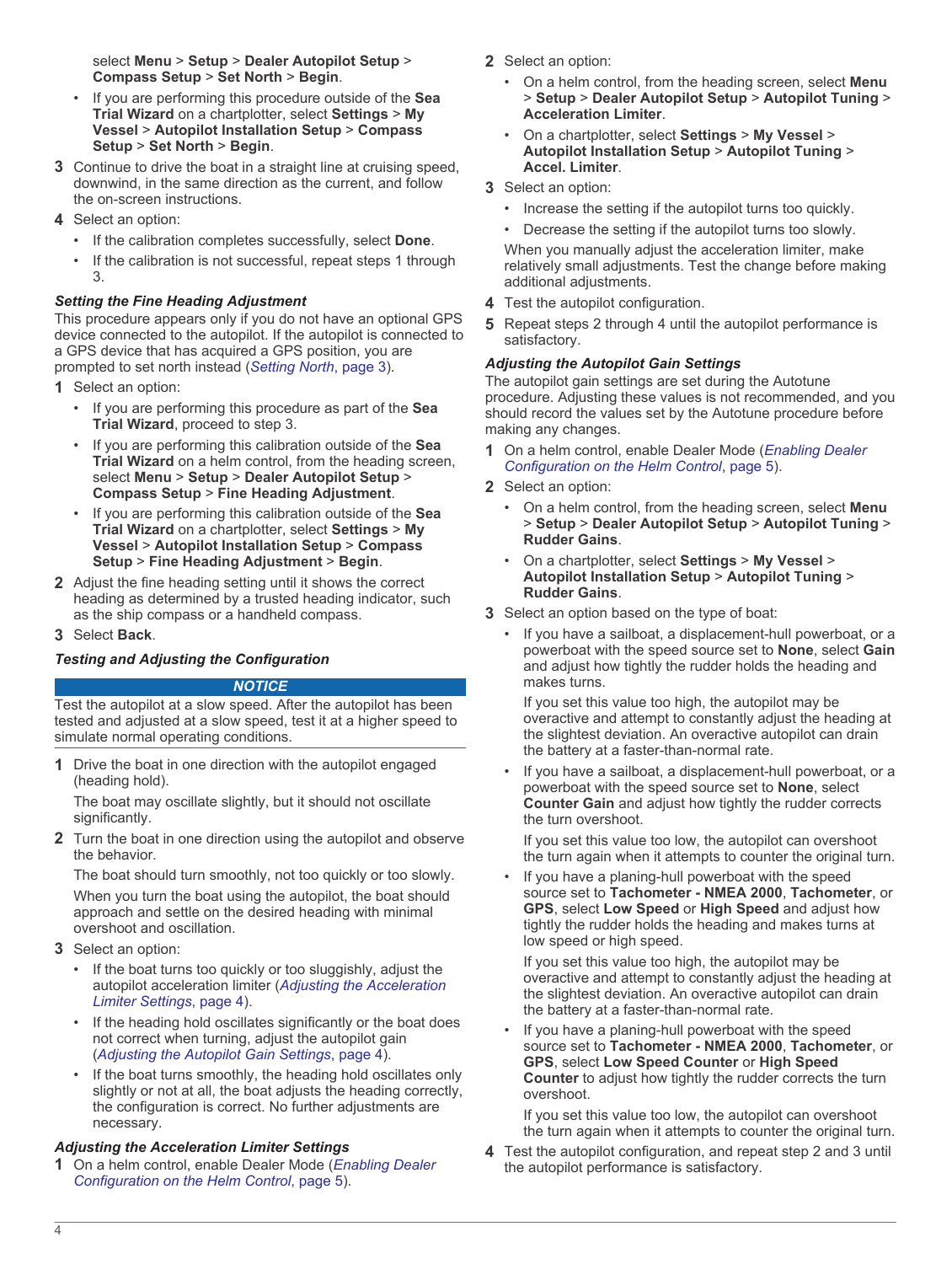select **Menu** > **Setup** > **Dealer Autopilot Setup** > **Compass Setup** > **Set North** > **Begin**.

- If you are performing this procedure outside of the **Sea Trial Wizard** on a chartplotter, select **Settings** > **My Vessel** > **Autopilot Installation Setup** > **Compass Setup** > **Set North** > **Begin**.

3 Continue to drive the boat in a straight line at cruising speed, downwind, in the same direction as the current, and follow the on-screen instructions.

4 Select an option:
   - If the calibration completes successfully, select **Done**.
   - If the calibration is not successful, repeat steps 1 through 3.

### *Setting the Fine Heading Adjustment*

This procedure appears only if you do not have an optional GPS device connected to the autopilot. If the autopilot is connected to a GPS device that has acquired a GPS position, you are prompted to set north instead (*Setting North*, page 3).

1. Select an option:
   - If you are performing this procedure as part of the **Sea Trial Wizard**, proceed to step 3.
   - If you are performing this calibration outside of the **Sea Trial Wizard** on a helm control, from the heading screen, select **Menu** > **Setup** > **Dealer Autopilot Setup** > **Compass Setup** > **Fine Heading Adjustment**.
   - If you are performing this calibration outside of the **Sea Trial Wizard** on a chartplotter, select **Settings** > **My Vessel** > **Autopilot Installation Setup** > **Compass Setup** > **Fine Heading Adjustment** > **Begin**.
2. Adjust the fine heading setting until it shows the correct heading as determined by a trusted heading indicator, such as the ship compass or a handheld compass.
3. Select **Back**.

### *Testing and Adjusting the Configuration*

***NOTICE***

Test the autopilot at a slow speed. After the autopilot has been tested and adjusted at a slow speed, test it at a higher speed to simulate normal operating conditions.

1. Drive the boat in one direction with the autopilot engaged (heading hold).

   The boat may oscillate slightly, but it should not oscillate significantly.
2. Turn the boat in one direction using the autopilot and observe the behavior.

   The boat should turn smoothly, not too quickly or too slowly.

   When you turn the boat using the autopilot, the boat should approach and settle on the desired heading with minimal overshoot and oscillation.
3. Select an option:
   - If the boat turns too quickly or too sluggishly, adjust the autopilot acceleration limiter (*Adjusting the Acceleration Limiter Settings*, page 4).
   - If the heading hold oscillates significantly or the boat does not correct when turning, adjust the autopilot gain (*Adjusting the Autopilot Gain Settings*, page 4).
   - If the boat turns smoothly, the heading hold oscillates only slightly or not at all, the boat adjusts the heading correctly, the configuration is correct. No further adjustments are necessary.

### *Adjusting the Acceleration Limiter Settings*

1. On a helm control, enable Dealer Mode (*Enabling Dealer Configuration on the Helm Control*, page 5).
2. Select an option:
   - On a helm control, from the heading screen, select **Menu** > **Setup** > **Dealer Autopilot Setup** > **Autopilot Tuning** > **Acceleration Limiter**.
   - On a chartplotter, select **Settings** > **My Vessel** > **Autopilot Installation Setup** > **Autopilot Tuning** > **Accel. Limiter**.
3. Select an option:
   - Increase the setting if the autopilot turns too quickly.
   - Decrease the setting if the autopilot turns too slowly.

   When you manually adjust the acceleration limiter, make relatively small adjustments. Test the change before making additional adjustments.
4. Test the autopilot configuration.
5. Repeat steps 2 through 4 until the autopilot performance is satisfactory.

### *Adjusting the Autopilot Gain Settings*

The autopilot gain settings are set during the Autotune procedure. Adjusting these values is not recommended, and you should record the values set by the Autotune procedure before making any changes.

1. On a helm control, enable Dealer Mode (*Enabling Dealer Configuration on the Helm Control*, page 5).
2. Select an option:
   - On a helm control, from the heading screen, select **Menu** > **Setup** > **Dealer Autopilot Setup** > **Autopilot Tuning** > **Rudder Gains**.
   - On a chartplotter, select **Settings** > **My Vessel** > **Autopilot Installation Setup** > **Autopilot Tuning** > **Rudder Gains**.
3. Select an option based on the type of boat:
   - If you have a sailboat, a displacement-hull powerboat, or a powerboat with the speed source set to **None**, select **Gain** and adjust how tightly the rudder holds the heading and makes turns.

     If you set this value too high, the autopilot may be overactive and attempt to constantly adjust the heading at the slightest deviation. An overactive autopilot can drain the battery at a faster-than-normal rate.
   - If you have a sailboat, a displacement-hull powerboat, or a powerboat with the speed source set to **None**, select **Counter Gain** and adjust how tightly the rudder corrects the turn overshoot.

     If you set this value too low, the autopilot can overshoot the turn again when it attempts to counter the original turn.
   - If you have a planing-hull powerboat with the speed source set to **Tachometer - NMEA 2000**, **Tachometer**, or **GPS**, select **Low Speed** or **High Speed** and adjust how tightly the rudder holds the heading and makes turns at low speed or high speed.

     If you set this value too high, the autopilot may be overactive and attempt to constantly adjust the heading at the slightest deviation. An overactive autopilot can drain the battery at a faster-than-normal rate.
   - If you have a planing-hull powerboat with the speed source set to **Tachometer - NMEA 2000**, **Tachometer**, or **GPS**, select **Low Speed Counter** or **High Speed Counter** to adjust how tightly the rudder corrects the turn overshoot.

     If you set this value too low, the autopilot can overshoot the turn again when it attempts to counter the original turn.
4. Test the autopilot configuration, and repeat step 2 and 3 until the autopilot performance is satisfactory.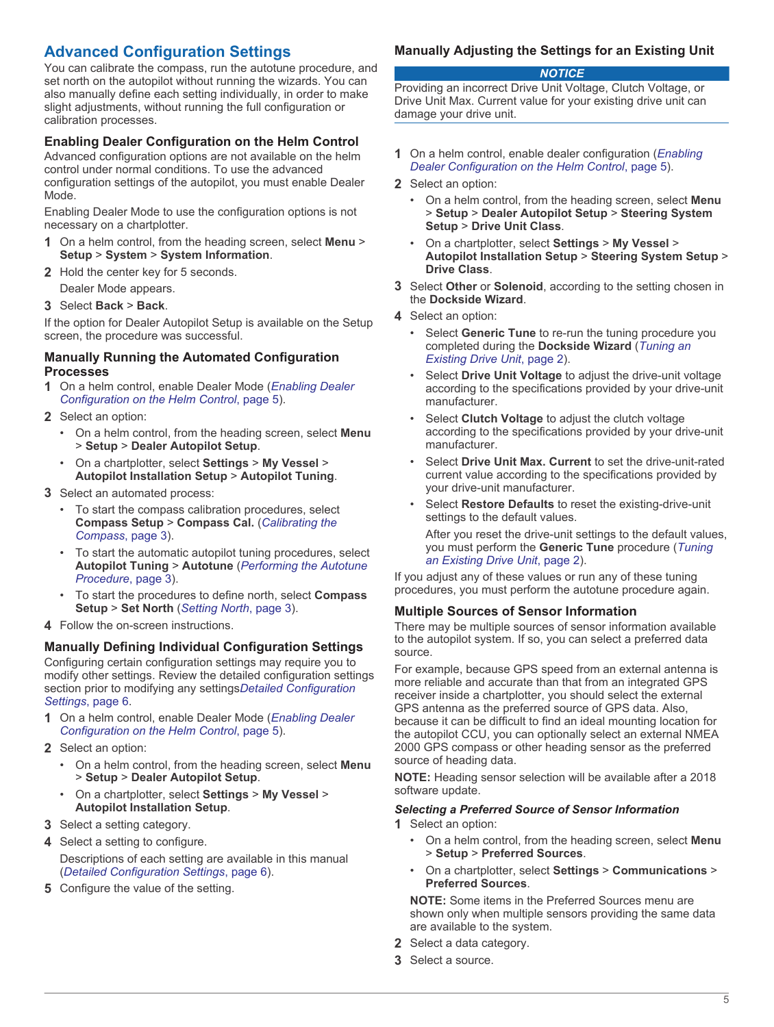## Advanced Configuration Settings

You can calibrate the compass, run the autotune procedure, and set north on the autopilot without running the wizards. You can also manually define each setting individually, in order to make slight adjustments, without running the full configuration or calibration processes.

### Enabling Dealer Configuration on the Helm Control

Advanced configuration options are not available on the helm control under normal conditions. To use the advanced configuration settings of the autopilot, you must enable Dealer Mode.

Enabling Dealer Mode to use the configuration options is not necessary on a chartplotter.

1. On a helm control, from the heading screen, select **Menu** > **Setup** > **System** > **System Information**.
2. Hold the center key for 5 seconds.

   Dealer Mode appears.
3. Select **Back** > **Back**.

If the option for Dealer Autopilot Setup is available on the Setup screen, the procedure was successful.

### Manually Running the Automated Configuration Processes

1. On a helm control, enable Dealer Mode (*Enabling Dealer Configuration on the Helm Control*, page 5).
2. Select an option:
   - On a helm control, from the heading screen, select **Menu** > **Setup** > **Dealer Autopilot Setup**.
   - On a chartplotter, select **Settings** > **My Vessel** > **Autopilot Installation Setup** > **Autopilot Tuning**.
3. Select an automated process:
   - To start the compass calibration procedures, select **Compass Setup** > **Compass Cal.** (*Calibrating the Compass*, page 3).
   - To start the automatic autopilot tuning procedures, select **Autopilot Tuning** > **Autotune** (*Performing the Autotune Procedure*, page 3).
   - To start the procedures to define north, select **Compass Setup** > **Set North** (*Setting North*, page 3).
4. Follow the on-screen instructions.

### Manually Defining Individual Configuration Settings

Configuring certain configuration settings may require you to modify other settings. Review the detailed configuration settings section prior to modifying any settings*Detailed Configuration Settings*, page 6.

1. On a helm control, enable Dealer Mode (*Enabling Dealer Configuration on the Helm Control*, page 5).
2. Select an option:
   - On a helm control, from the heading screen, select **Menu** > **Setup** > **Dealer Autopilot Setup**.
   - On a chartplotter, select **Settings** > **My Vessel** > **Autopilot Installation Setup**.
3. Select a setting category.
4. Select a setting to configure.

   Descriptions of each setting are available in this manual (*Detailed Configuration Settings*, page 6).
5. Configure the value of the setting.

### Manually Adjusting the Settings for an Existing Unit

**NOTICE**

Providing an incorrect Drive Unit Voltage, Clutch Voltage, or Drive Unit Max. Current value for your existing drive unit can damage your drive unit.

1. On a helm control, enable dealer configuration (*Enabling Dealer Configuration on the Helm Control*, page 5).
2. Select an option:
   - On a helm control, from the heading screen, select **Menu** > **Setup** > **Dealer Autopilot Setup** > **Steering System Setup** > **Drive Unit Class**.
   - On a chartplotter, select **Settings** > **My Vessel** > **Autopilot Installation Setup** > **Steering System Setup** > **Drive Class**.
3. Select **Other** or **Solenoid**, according to the setting chosen in the **Dockside Wizard**.
4. Select an option:
   - Select **Generic Tune** to re-run the tuning procedure you completed during the **Dockside Wizard** (*Tuning an Existing Drive Unit*, page 2).
   - Select **Drive Unit Voltage** to adjust the drive-unit voltage according to the specifications provided by your drive-unit manufacturer.
   - Select **Clutch Voltage** to adjust the clutch voltage according to the specifications provided by your drive-unit manufacturer.
   - Select **Drive Unit Max. Current** to set the drive-unit-rated current value according to the specifications provided by your drive-unit manufacturer.
   - Select **Restore Defaults** to reset the existing-drive-unit settings to the default values.

     After you reset the drive-unit settings to the default values, you must perform the **Generic Tune** procedure (*Tuning an Existing Drive Unit*, page 2).

If you adjust any of these values or run any of these tuning procedures, you must perform the autotune procedure again.

### Multiple Sources of Sensor Information

There may be multiple sources of sensor information available to the autopilot system. If so, you can select a preferred data source.

For example, because GPS speed from an external antenna is more reliable and accurate than that from an integrated GPS receiver inside a chartplotter, you should select the external GPS antenna as the preferred source of GPS data. Also, because it can be difficult to find an ideal mounting location for the autopilot CCU, you can optionally select an external NMEA 2000 GPS compass or other heading sensor as the preferred source of heading data.

**NOTE:** Heading sensor selection will be available after a 2018 software update.

#### *Selecting a Preferred Source of Sensor Information*

1. Select an option:
   - On a helm control, from the heading screen, select **Menu** > **Setup** > **Preferred Sources**.
   - On a chartplotter, select **Settings** > **Communications** > **Preferred Sources**.

   **NOTE:** Some items in the Preferred Sources menu are shown only when multiple sensors providing the same data are available to the system.
2. Select a data category.
3. Select a source.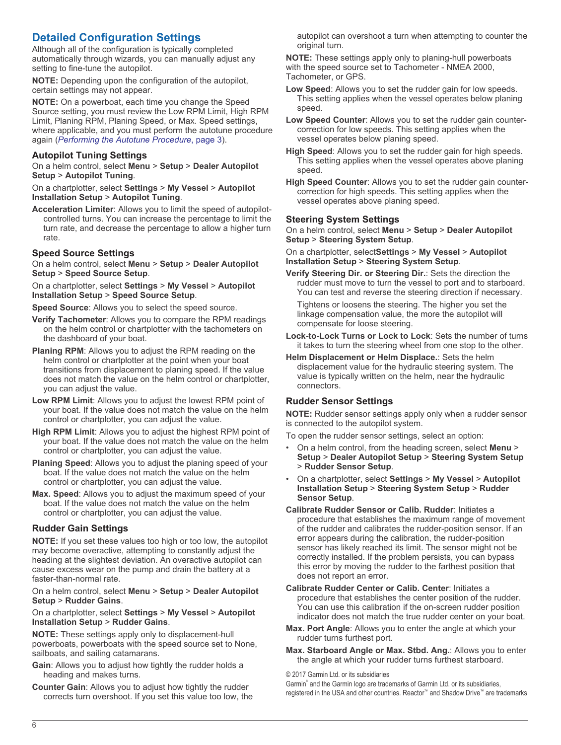## Detailed Configuration Settings

Although all of the configuration is typically completed automatically through wizards, you can manually adjust any setting to fine-tune the autopilot.

**NOTE:** Depending upon the configuration of the autopilot, certain settings may not appear.

**NOTE:** On a powerboat, each time you change the Speed Source setting, you must review the Low RPM Limit, High RPM Limit, Planing RPM, Planing Speed, or Max. Speed settings, where applicable, and you must perform the autotune procedure again (*Performing the Autotune Procedure*, page 3).

### Autopilot Tuning Settings

On a helm control, select **Menu** > **Setup** > **Dealer Autopilot Setup** > **Autopilot Tuning**.

On a chartplotter, select **Settings** > **My Vessel** > **Autopilot Installation Setup** > **Autopilot Tuning**.

**Acceleration Limiter**: Allows you to limit the speed of autopilot-controlled turns. You can increase the percentage to limit the turn rate, and decrease the percentage to allow a higher turn rate.

### Speed Source Settings

On a helm control, select **Menu** > **Setup** > **Dealer Autopilot Setup** > **Speed Source Setup**.

On a chartplotter, select **Settings** > **My Vessel** > **Autopilot Installation Setup** > **Speed Source Setup**.

**Speed Source**: Allows you to select the speed source.

**Verify Tachometer**: Allows you to compare the RPM readings on the helm control or chartplotter with the tachometers on the dashboard of your boat.

**Planing RPM**: Allows you to adjust the RPM reading on the helm control or chartplotter at the point when your boat transitions from displacement to planing speed. If the value does not match the value on the helm control or chartplotter, you can adjust the value.

**Low RPM Limit**: Allows you to adjust the lowest RPM point of your boat. If the value does not match the value on the helm control or chartplotter, you can adjust the value.

**High RPM Limit**: Allows you to adjust the highest RPM point of your boat. If the value does not match the value on the helm control or chartplotter, you can adjust the value.

**Planing Speed**: Allows you to adjust the planing speed of your boat. If the value does not match the value on the helm control or chartplotter, you can adjust the value.

**Max. Speed**: Allows you to adjust the maximum speed of your boat. If the value does not match the value on the helm control or chartplotter, you can adjust the value.

### Rudder Gain Settings

**NOTE:** If you set these values too high or too low, the autopilot may become overactive, attempting to constantly adjust the heading at the slightest deviation. An overactive autopilot can cause excess wear on the pump and drain the battery at a faster-than-normal rate.

On a helm control, select **Menu** > **Setup** > **Dealer Autopilot Setup** > **Rudder Gains**.

On a chartplotter, select **Settings** > **My Vessel** > **Autopilot Installation Setup** > **Rudder Gains**.

**NOTE:** These settings apply only to displacement-hull powerboats, powerboats with the speed source set to None, sailboats, and sailing catamarans.

**Gain**: Allows you to adjust how tightly the rudder holds a heading and makes turns.

**Counter Gain**: Allows you to adjust how tightly the rudder corrects turn overshoot. If you set this value too low, the autopilot can overshoot a turn when attempting to counter the original turn.

**NOTE:** These settings apply only to planing-hull powerboats with the speed source set to Tachometer - NMEA 2000, Tachometer, or GPS.

**Low Speed**: Allows you to set the rudder gain for low speeds. This setting applies when the vessel operates below planing speed.

**Low Speed Counter**: Allows you to set the rudder gain counter-correction for low speeds. This setting applies when the vessel operates below planing speed.

**High Speed**: Allows you to set the rudder gain for high speeds. This setting applies when the vessel operates above planing speed.

**High Speed Counter**: Allows you to set the rudder gain counter-correction for high speeds. This setting applies when the vessel operates above planing speed.

### Steering System Settings

On a helm control, select **Menu** > **Setup** > **Dealer Autopilot Setup** > **Steering System Setup**.

On a chartplotter, select**Settings** > **My Vessel** > **Autopilot Installation Setup** > **Steering System Setup**.

**Verify Steering Dir. or Steering Dir.**: Sets the direction the rudder must move to turn the vessel to port and to starboard. You can test and reverse the steering direction if necessary.

Tightens or loosens the steering. The higher you set the linkage compensation value, the more the autopilot will compensate for loose steering.

**Lock-to-Lock Turns or Lock to Lock**: Sets the number of turns it takes to turn the steering wheel from one stop to the other.

**Helm Displacement or Helm Displace.**: Sets the helm displacement value for the hydraulic steering system. The value is typically written on the helm, near the hydraulic connectors.

### Rudder Sensor Settings

**NOTE:** Rudder sensor settings apply only when a rudder sensor is connected to the autopilot system.

To open the rudder sensor settings, select an option:

- On a helm control, from the heading screen, select **Menu** > **Setup** > **Dealer Autopilot Setup** > **Steering System Setup** > **Rudder Sensor Setup**.
- On a chartplotter, select **Settings** > **My Vessel** > **Autopilot Installation Setup** > **Steering System Setup** > **Rudder Sensor Setup**.

**Calibrate Rudder Sensor or Calib. Rudder**: Initiates a procedure that establishes the maximum range of movement of the rudder and calibrates the rudder-position sensor. If an error appears during the calibration, the rudder-position sensor has likely reached its limit. The sensor might not be correctly installed. If the problem persists, you can bypass this error by moving the rudder to the farthest position that does not report an error.

**Calibrate Rudder Center or Calib. Center**: Initiates a procedure that establishes the center position of the rudder. You can use this calibration if the on-screen rudder position indicator does not match the true rudder center on your boat.

**Max. Port Angle**: Allows you to enter the angle at which your rudder turns furthest port.

**Max. Starboard Angle or Max. Stbd. Ang.**: Allows you to enter the angle at which your rudder turns furthest starboard.

© 2017 Garmin Ltd. or its subsidiaries

Garmin® and the Garmin logo are trademarks of Garmin Ltd. or its subsidiaries, registered in the USA and other countries. Reactor™ and Shadow Drive™ are trademarks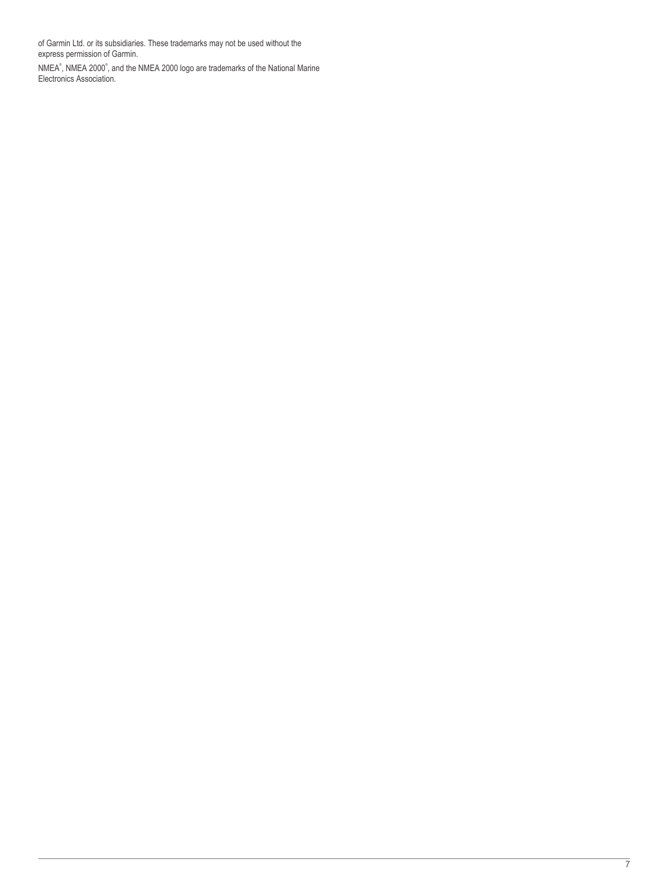of Garmin Ltd. or its subsidiaries. These trademarks may not be used without the express permission of Garmin.

NMEA®, NMEA 2000®, and the NMEA 2000 logo are trademarks of the National Marine Electronics Association.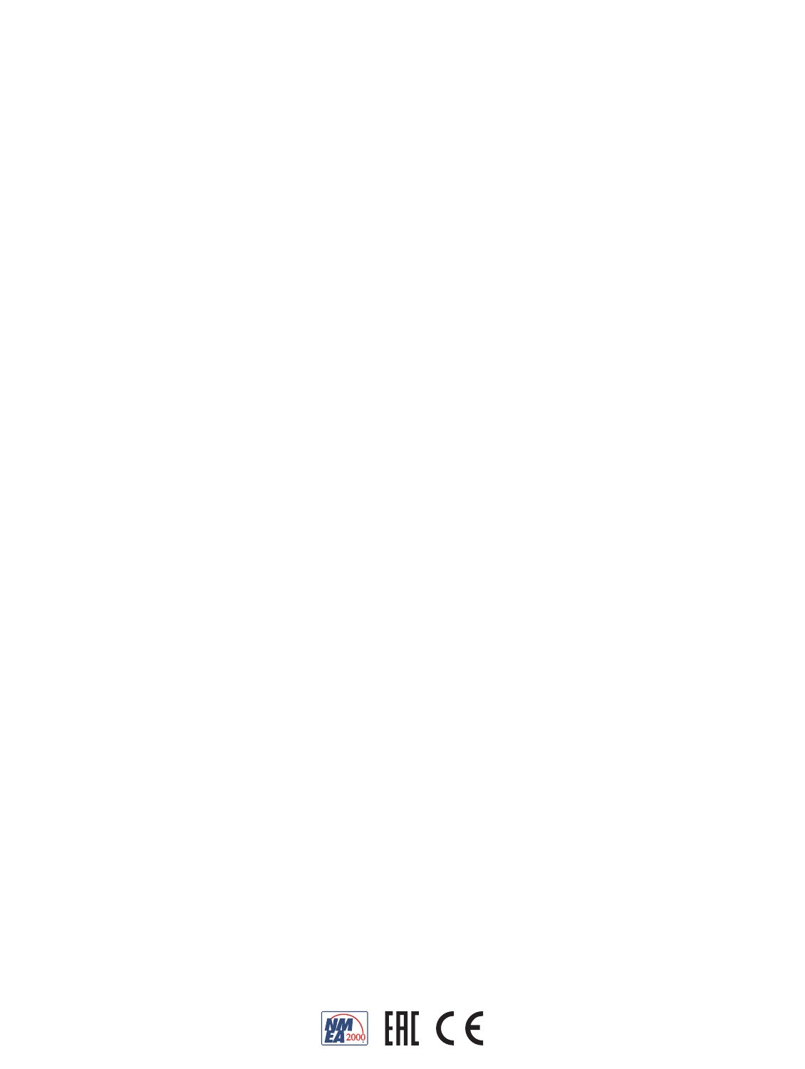NMEA 2000 EAC CE